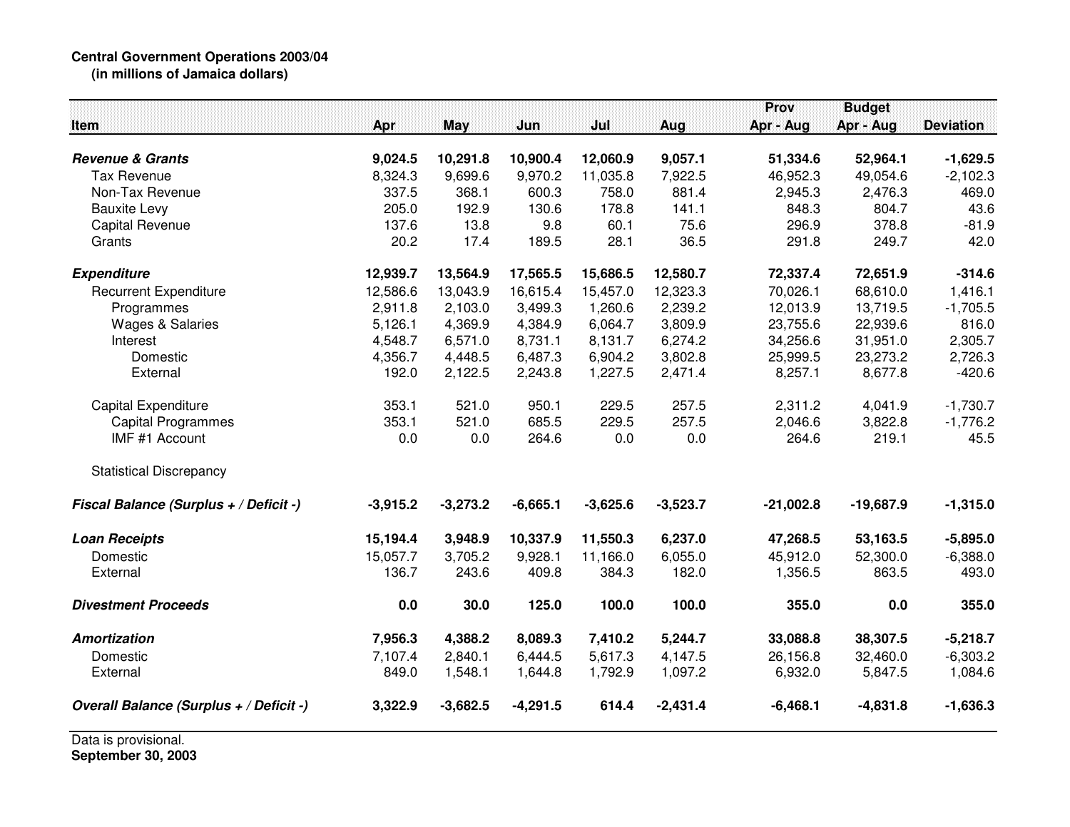**Central Government Operations 2003/04**
**(in millions of Jamaica dollars)**

| Item | Apr | May | Jun | Jul | Aug | Prov Apr - Aug | Budget Apr - Aug | Deviation |
|---|---|---|---|---|---|---|---|---|
| ***Revenue & Grants*** | **9,024.5** | **10,291.8** | **10,900.4** | **12,060.9** | **9,057.1** | **51,334.6** | **52,964.1** | **-1,629.5** |
| Tax Revenue | 8,324.3 | 9,699.6 | 9,970.2 | 11,035.8 | 7,922.5 | 46,952.3 | 49,054.6 | -2,102.3 |
| Non-Tax Revenue | 337.5 | 368.1 | 600.3 | 758.0 | 881.4 | 2,945.3 | 2,476.3 | 469.0 |
| Bauxite Levy | 205.0 | 192.9 | 130.6 | 178.8 | 141.1 | 848.3 | 804.7 | 43.6 |
| Capital Revenue | 137.6 | 13.8 | 9.8 | 60.1 | 75.6 | 296.9 | 378.8 | -81.9 |
| Grants | 20.2 | 17.4 | 189.5 | 28.1 | 36.5 | 291.8 | 249.7 | 42.0 |
| ***Expenditure*** | **12,939.7** | **13,564.9** | **17,565.5** | **15,686.5** | **12,580.7** | **72,337.4** | **72,651.9** | **-314.6** |
| Recurrent Expenditure | 12,586.6 | 13,043.9 | 16,615.4 | 15,457.0 | 12,323.3 | 70,026.1 | 68,610.0 | 1,416.1 |
| Programmes | 2,911.8 | 2,103.0 | 3,499.3 | 1,260.6 | 2,239.2 | 12,013.9 | 13,719.5 | -1,705.5 |
| Wages & Salaries | 5,126.1 | 4,369.9 | 4,384.9 | 6,064.7 | 3,809.9 | 23,755.6 | 22,939.6 | 816.0 |
| Interest | 4,548.7 | 6,571.0 | 8,731.1 | 8,131.7 | 6,274.2 | 34,256.6 | 31,951.0 | 2,305.7 |
| Domestic | 4,356.7 | 4,448.5 | 6,487.3 | 6,904.2 | 3,802.8 | 25,999.5 | 23,273.2 | 2,726.3 |
| External | 192.0 | 2,122.5 | 2,243.8 | 1,227.5 | 2,471.4 | 8,257.1 | 8,677.8 | -420.6 |
| Capital Expenditure | 353.1 | 521.0 | 950.1 | 229.5 | 257.5 | 2,311.2 | 4,041.9 | -1,730.7 |
| Capital Programmes | 353.1 | 521.0 | 685.5 | 229.5 | 257.5 | 2,046.6 | 3,822.8 | -1,776.2 |
| IMF #1 Account | 0.0 | 0.0 | 264.6 | 0.0 | 0.0 | 264.6 | 219.1 | 45.5 |
| Statistical Discrepancy | | | | | | | | |
| ***Fiscal Balance (Surplus + / Deficit -)*** | **-3,915.2** | **-3,273.2** | **-6,665.1** | **-3,625.6** | **-3,523.7** | **-21,002.8** | **-19,687.9** | **-1,315.0** |
| ***Loan Receipts*** | **15,194.4** | **3,948.9** | **10,337.9** | **11,550.3** | **6,237.0** | **47,268.5** | **53,163.5** | **-5,895.0** |
| Domestic | 15,057.7 | 3,705.2 | 9,928.1 | 11,166.0 | 6,055.0 | 45,912.0 | 52,300.0 | -6,388.0 |
| External | 136.7 | 243.6 | 409.8 | 384.3 | 182.0 | 1,356.5 | 863.5 | 493.0 |
| ***Divestment Proceeds*** | **0.0** | **30.0** | **125.0** | **100.0** | **100.0** | **355.0** | **0.0** | **355.0** |
| ***Amortization*** | **7,956.3** | **4,388.2** | **8,089.3** | **7,410.2** | **5,244.7** | **33,088.8** | **38,307.5** | **-5,218.7** |
| Domestic | 7,107.4 | 2,840.1 | 6,444.5 | 5,617.3 | 4,147.5 | 26,156.8 | 32,460.0 | -6,303.2 |
| External | 849.0 | 1,548.1 | 1,644.8 | 1,792.9 | 1,097.2 | 6,932.0 | 5,847.5 | 1,084.6 |
| ***Overall Balance (Surplus + / Deficit -)*** | **3,322.9** | **-3,682.5** | **-4,291.5** | **614.4** | **-2,431.4** | **-6,468.1** | **-4,831.8** | **-1,636.3** |

Data is provisional.
**September 30, 2003**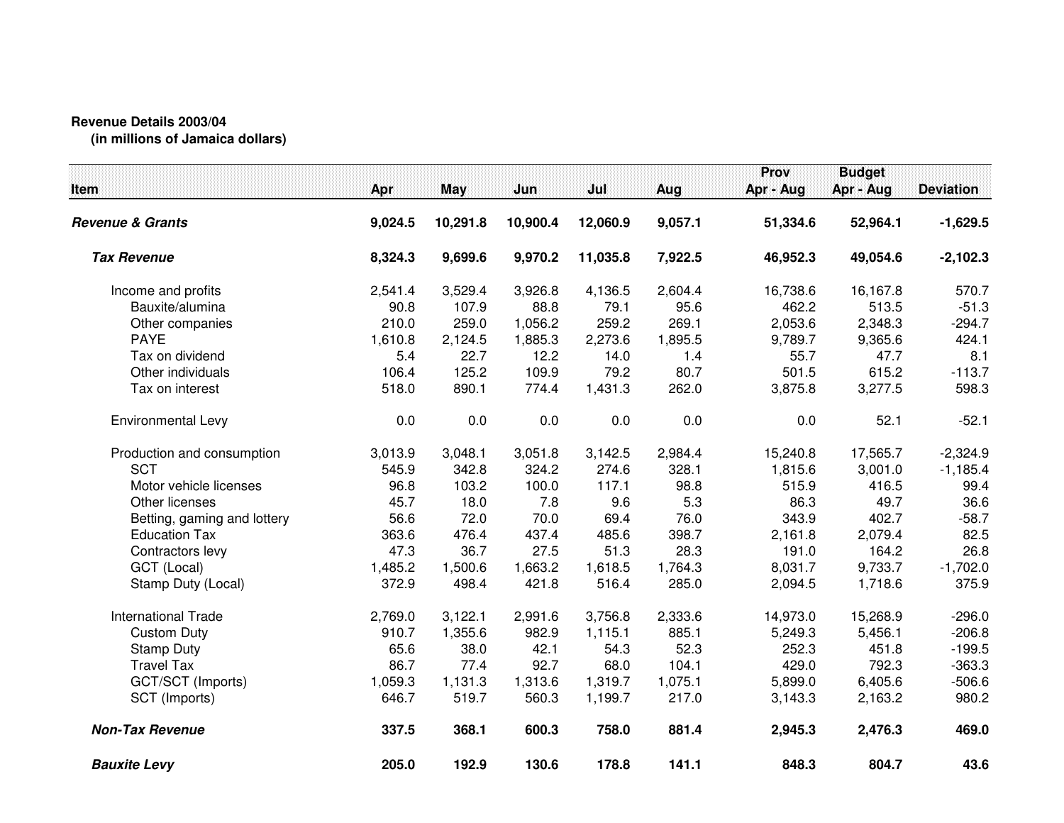**Revenue Details 2003/04**
**(in millions of Jamaica dollars)**

| Item | Apr | May | Jun | Jul | Aug | Prov Apr - Aug | Budget Apr - Aug | Deviation |
|---|---|---|---|---|---|---|---|---|
| ***Revenue & Grants*** | **9,024.5** | **10,291.8** | **10,900.4** | **12,060.9** | **9,057.1** | **51,334.6** | **52,964.1** | **-1,629.5** |
| ***Tax Revenue*** | **8,324.3** | **9,699.6** | **9,970.2** | **11,035.8** | **7,922.5** | **46,952.3** | **49,054.6** | **-2,102.3** |
| Income and profits | 2,541.4 | 3,529.4 | 3,926.8 | 4,136.5 | 2,604.4 | 16,738.6 | 16,167.8 | 570.7 |
| Bauxite/alumina | 90.8 | 107.9 | 88.8 | 79.1 | 95.6 | 462.2 | 513.5 | -51.3 |
| Other companies | 210.0 | 259.0 | 1,056.2 | 259.2 | 269.1 | 2,053.6 | 2,348.3 | -294.7 |
| PAYE | 1,610.8 | 2,124.5 | 1,885.3 | 2,273.6 | 1,895.5 | 9,789.7 | 9,365.6 | 424.1 |
| Tax on dividend | 5.4 | 22.7 | 12.2 | 14.0 | 1.4 | 55.7 | 47.7 | 8.1 |
| Other individuals | 106.4 | 125.2 | 109.9 | 79.2 | 80.7 | 501.5 | 615.2 | -113.7 |
| Tax on interest | 518.0 | 890.1 | 774.4 | 1,431.3 | 262.0 | 3,875.8 | 3,277.5 | 598.3 |
| Environmental Levy | 0.0 | 0.0 | 0.0 | 0.0 | 0.0 | 0.0 | 52.1 | -52.1 |
| Production and consumption | 3,013.9 | 3,048.1 | 3,051.8 | 3,142.5 | 2,984.4 | 15,240.8 | 17,565.7 | -2,324.9 |
| SCT | 545.9 | 342.8 | 324.2 | 274.6 | 328.1 | 1,815.6 | 3,001.0 | -1,185.4 |
| Motor vehicle licenses | 96.8 | 103.2 | 100.0 | 117.1 | 98.8 | 515.9 | 416.5 | 99.4 |
| Other licenses | 45.7 | 18.0 | 7.8 | 9.6 | 5.3 | 86.3 | 49.7 | 36.6 |
| Betting, gaming and lottery | 56.6 | 72.0 | 70.0 | 69.4 | 76.0 | 343.9 | 402.7 | -58.7 |
| Education Tax | 363.6 | 476.4 | 437.4 | 485.6 | 398.7 | 2,161.8 | 2,079.4 | 82.5 |
| Contractors levy | 47.3 | 36.7 | 27.5 | 51.3 | 28.3 | 191.0 | 164.2 | 26.8 |
| GCT (Local) | 1,485.2 | 1,500.6 | 1,663.2 | 1,618.5 | 1,764.3 | 8,031.7 | 9,733.7 | -1,702.0 |
| Stamp Duty (Local) | 372.9 | 498.4 | 421.8 | 516.4 | 285.0 | 2,094.5 | 1,718.6 | 375.9 |
| International Trade | 2,769.0 | 3,122.1 | 2,991.6 | 3,756.8 | 2,333.6 | 14,973.0 | 15,268.9 | -296.0 |
| Custom Duty | 910.7 | 1,355.6 | 982.9 | 1,115.1 | 885.1 | 5,249.3 | 5,456.1 | -206.8 |
| Stamp Duty | 65.6 | 38.0 | 42.1 | 54.3 | 52.3 | 252.3 | 451.8 | -199.5 |
| Travel Tax | 86.7 | 77.4 | 92.7 | 68.0 | 104.1 | 429.0 | 792.3 | -363.3 |
| GCT/SCT (Imports) | 1,059.3 | 1,131.3 | 1,313.6 | 1,319.7 | 1,075.1 | 5,899.0 | 6,405.6 | -506.6 |
| SCT (Imports) | 646.7 | 519.7 | 560.3 | 1,199.7 | 217.0 | 3,143.3 | 2,163.2 | 980.2 |
| ***Non-Tax Revenue*** | **337.5** | **368.1** | **600.3** | **758.0** | **881.4** | **2,945.3** | **2,476.3** | **469.0** |
| ***Bauxite Levy*** | **205.0** | **192.9** | **130.6** | **178.8** | **141.1** | **848.3** | **804.7** | **43.6** |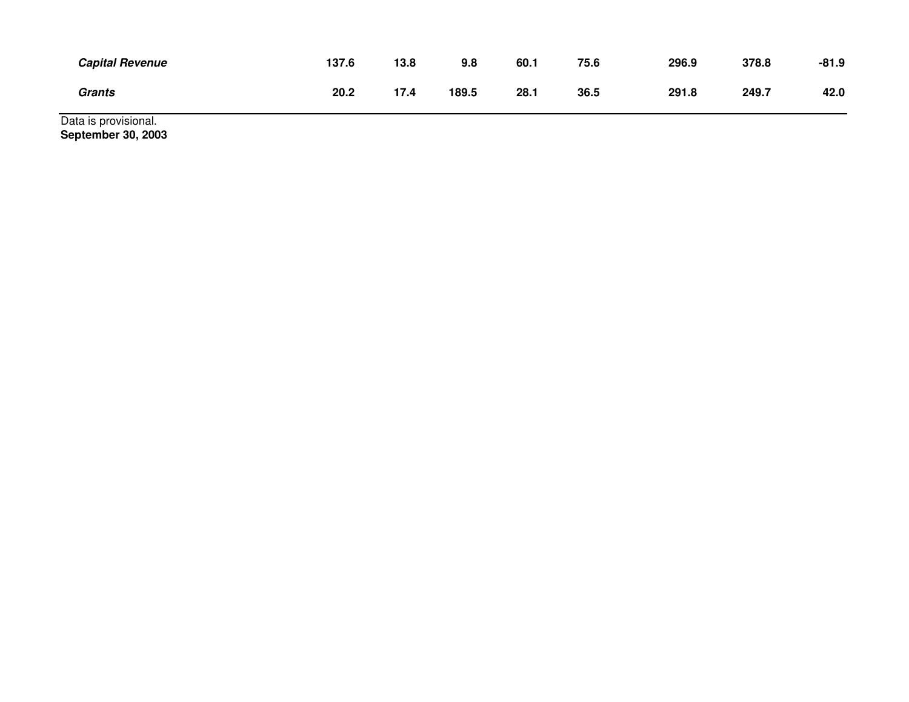| | | | | | | | | |
|---|---|---|---|---|---|---|---|---|
| ***Capital Revenue*** | **137.6** | **13.8** | **9.8** | **60.1** | **75.6** | **296.9** | **378.8** | **-81.9** |
| ***Grants*** | **20.2** | **17.4** | **189.5** | **28.1** | **36.5** | **291.8** | **249.7** | **42.0** |

Data is provisional.
**September 30, 2003**